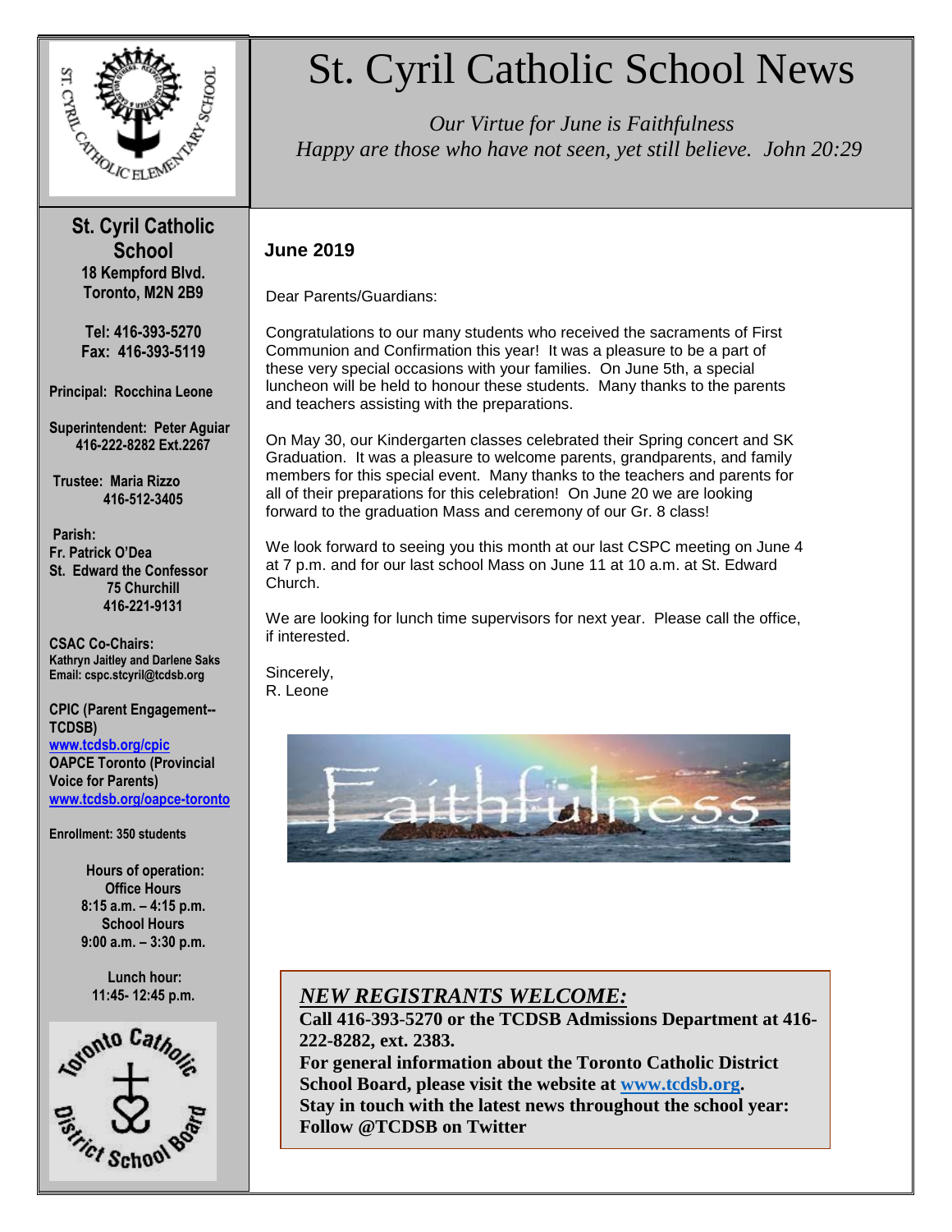# St. Cyril Catholic School News

*Our Virtue for June is Faithfulness*
*Happy are those who have not seen, yet still believe. John 20:29*

**St. Cyril Catholic School**
**18 Kempford Blvd.**
**Toronto, M2N 2B9**

**Tel: 416-393-5270**
**Fax: 416-393-5119**

**Principal: Rocchina Leone**

**Superintendent: Peter Aguiar**
**416-222-8282 Ext.2267**

**Trustee: Maria Rizzo**
**416-512-3405**

**Parish:**
**Fr. Patrick O'Dea**
**St. Edward the Confessor**
**75 Churchill**
**416-221-9131**

**CSAC Co-Chairs:**
**Kathryn Jaitley and Darlene Saks**
**Email: cspc.stcyril@tcdsb.org**

**CPIC (Parent Engagement--TCDSB)**
**www.tcdsb.org/cpic**
**OAPCE Toronto (Provincial Voice for Parents)**
**www.tcdsb.org/oapce-toronto**

**Enrollment: 350 students**

**Hours of operation:**
**Office Hours**
**8:15 a.m. – 4:15 p.m.**
**School Hours**
**9:00 a.m. – 3:30 p.m.**

**Lunch hour:**
**11:45- 12:45 p.m.**

## June 2019

Dear Parents/Guardians:

Congratulations to our many students who received the sacraments of First Communion and Confirmation this year! It was a pleasure to be a part of these very special occasions with your families. On June 5th, a special luncheon will be held to honour these students. Many thanks to the parents and teachers assisting with the preparations.

On May 30, our Kindergarten classes celebrated their Spring concert and SK Graduation. It was a pleasure to welcome parents, grandparents, and family members for this special event. Many thanks to the teachers and parents for all of their preparations for this celebration! On June 20 we are looking forward to the graduation Mass and ceremony of our Gr. 8 class!

We look forward to seeing you this month at our last CSPC meeting on June 4 at 7 p.m. and for our last school Mass on June 11 at 10 a.m. at St. Edward Church.

We are looking for lunch time supervisors for next year. Please call the office, if interested.

Sincerely,
R. Leone

***NEW REGISTRANTS WELCOME:***
**Call 416-393-5270 or the TCDSB Admissions Department at 416-222-8282, ext. 2383.**
**For general information about the Toronto Catholic District School Board, please visit the website at www.tcdsb.org.**
**Stay in touch with the latest news throughout the school year: Follow @TCDSB on Twitter**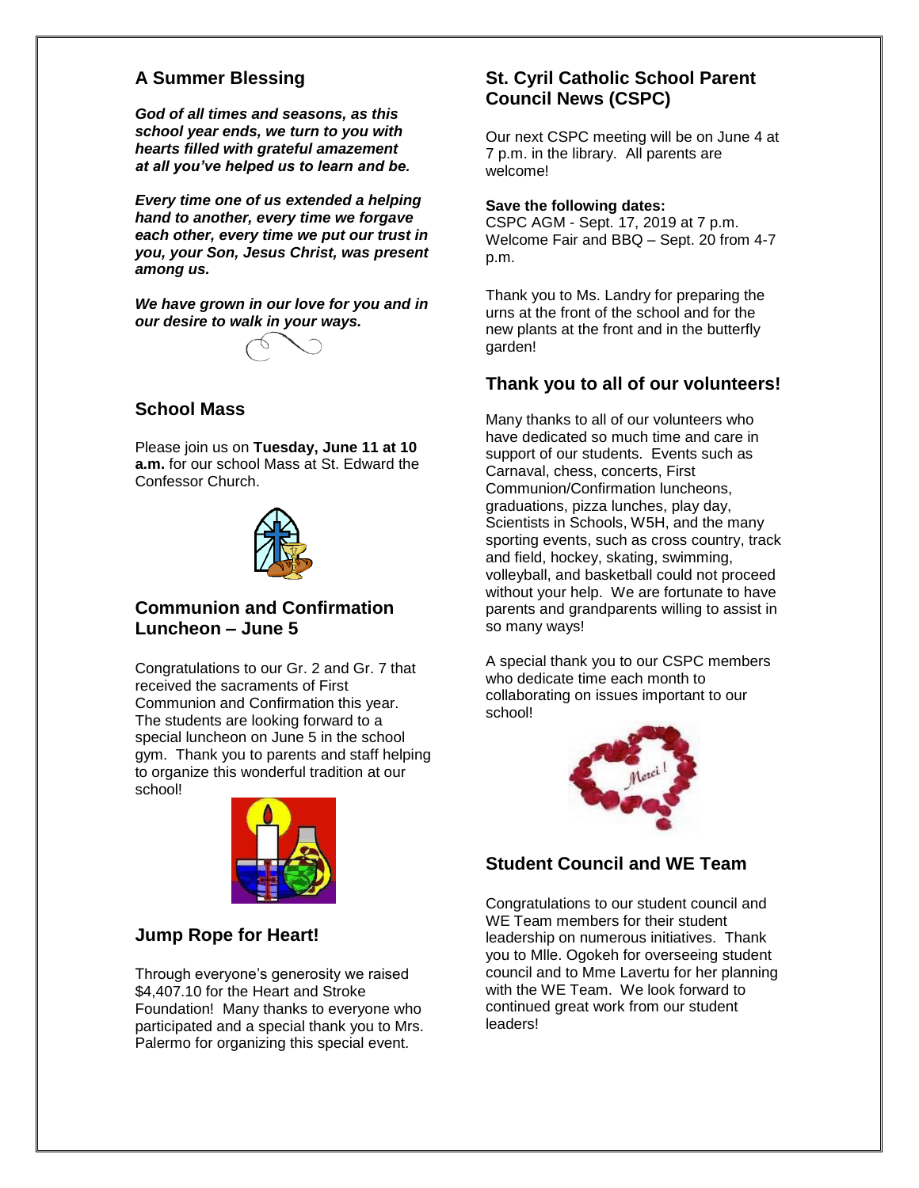## A Summer Blessing

***God of all times and seasons, as this school year ends, we turn to you with hearts filled with grateful amazement at all you've helped us to learn and be.***

***Every time one of us extended a helping hand to another, every time we forgave each other, every time we put our trust in you, your Son, Jesus Christ, was present among us.***

***We have grown in our love for you and in our desire to walk in your ways.***

## School Mass

Please join us on **Tuesday, June 11 at 10 a.m.** for our school Mass at St. Edward the Confessor Church.

## Communion and Confirmation Luncheon – June 5

Congratulations to our Gr. 2 and Gr. 7 that received the sacraments of First Communion and Confirmation this year. The students are looking forward to a special luncheon on June 5 in the school gym. Thank you to parents and staff helping to organize this wonderful tradition at our school!

## Jump Rope for Heart!

Through everyone's generosity we raised $4,407.10 for the Heart and Stroke Foundation! Many thanks to everyone who participated and a special thank you to Mrs. Palermo for organizing this special event.

## St. Cyril Catholic School Parent Council News (CSPC)

Our next CSPC meeting will be on June 4 at 7 p.m. in the library. All parents are welcome!

**Save the following dates:**
CSPC AGM - Sept. 17, 2019 at 7 p.m.
Welcome Fair and BBQ – Sept. 20 from 4-7 p.m.

Thank you to Ms. Landry for preparing the urns at the front of the school and for the new plants at the front and in the butterfly garden!

## Thank you to all of our volunteers!

Many thanks to all of our volunteers who have dedicated so much time and care in support of our students. Events such as Carnaval, chess, concerts, First Communion/Confirmation luncheons, graduations, pizza lunches, play day, Scientists in Schools, W5H, and the many sporting events, such as cross country, track and field, hockey, skating, swimming, volleyball, and basketball could not proceed without your help. We are fortunate to have parents and grandparents willing to assist in so many ways!

A special thank you to our CSPC members who dedicate time each month to collaborating on issues important to our school!

## Student Council and WE Team

Congratulations to our student council and WE Team members for their student leadership on numerous initiatives. Thank you to Mlle. Ogokeh for overseeing student council and to Mme Lavertu for her planning with the WE Team. We look forward to continued great work from our student leaders!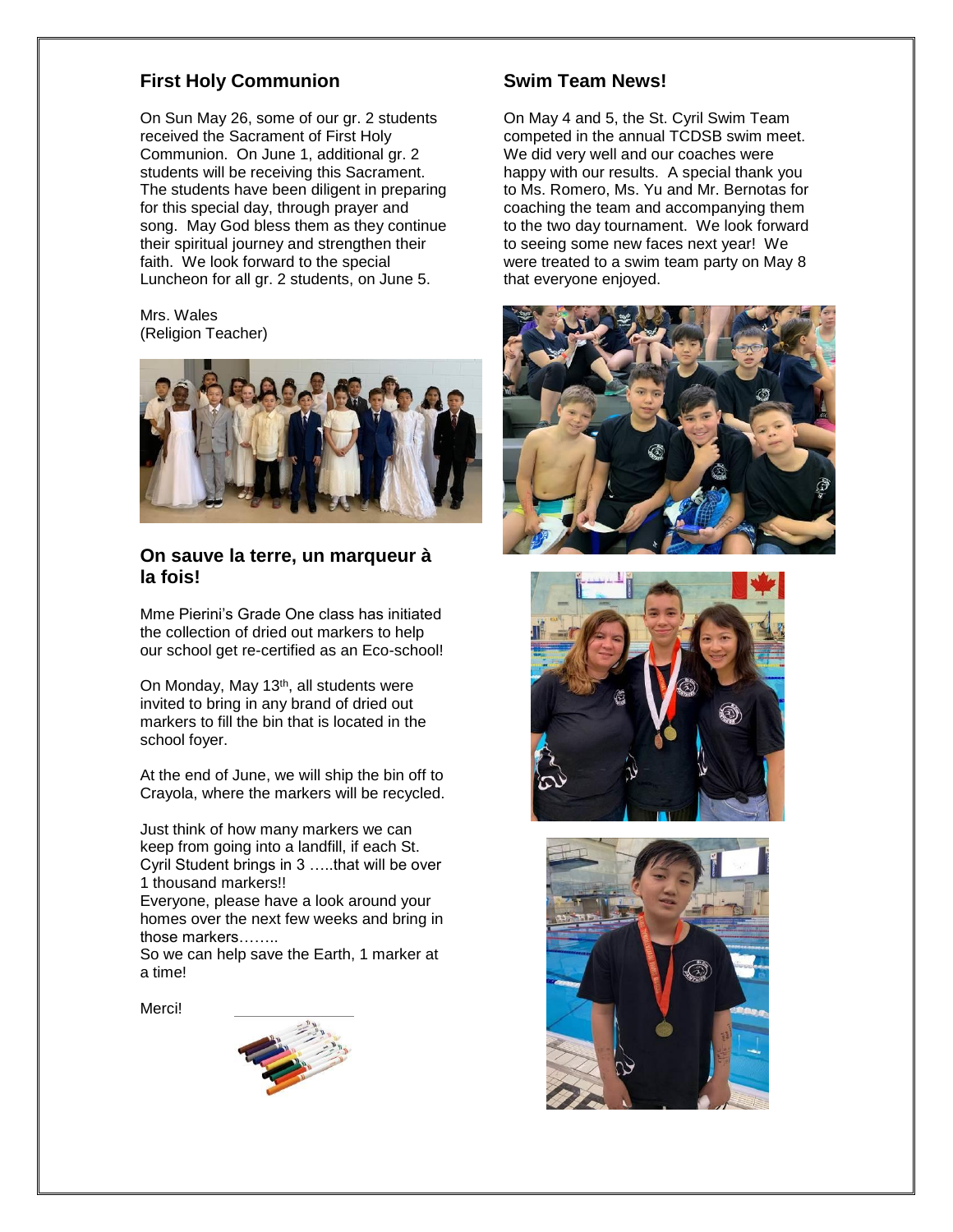## First Holy Communion

On Sun May 26, some of our gr. 2 students received the Sacrament of First Holy Communion. On June 1, additional gr. 2 students will be receiving this Sacrament. The students have been diligent in preparing for this special day, through prayer and song. May God bless them as they continue their spiritual journey and strengthen their faith. We look forward to the special Luncheon for all gr. 2 students, on June 5.

Mrs. Wales
(Religion Teacher)

## On sauve la terre, un marqueur à la fois!

Mme Pierini's Grade One class has initiated the collection of dried out markers to help our school get re-certified as an Eco-school!

On Monday, May 13th, all students were invited to bring in any brand of dried out markers to fill the bin that is located in the school foyer.

At the end of June, we will ship the bin off to Crayola, where the markers will be recycled.

Just think of how many markers we can keep from going into a landfill, if each St. Cyril Student brings in 3 …..that will be over 1 thousand markers!!
Everyone, please have a look around your homes over the next few weeks and bring in those markers……..
So we can help save the Earth, 1 marker at a time!

Merci!

## Swim Team News!

On May 4 and 5, the St. Cyril Swim Team competed in the annual TCDSB swim meet. We did very well and our coaches were happy with our results. A special thank you to Ms. Romero, Ms. Yu and Mr. Bernotas for coaching the team and accompanying them to the two day tournament. We look forward to seeing some new faces next year! We were treated to a swim team party on May 8 that everyone enjoyed.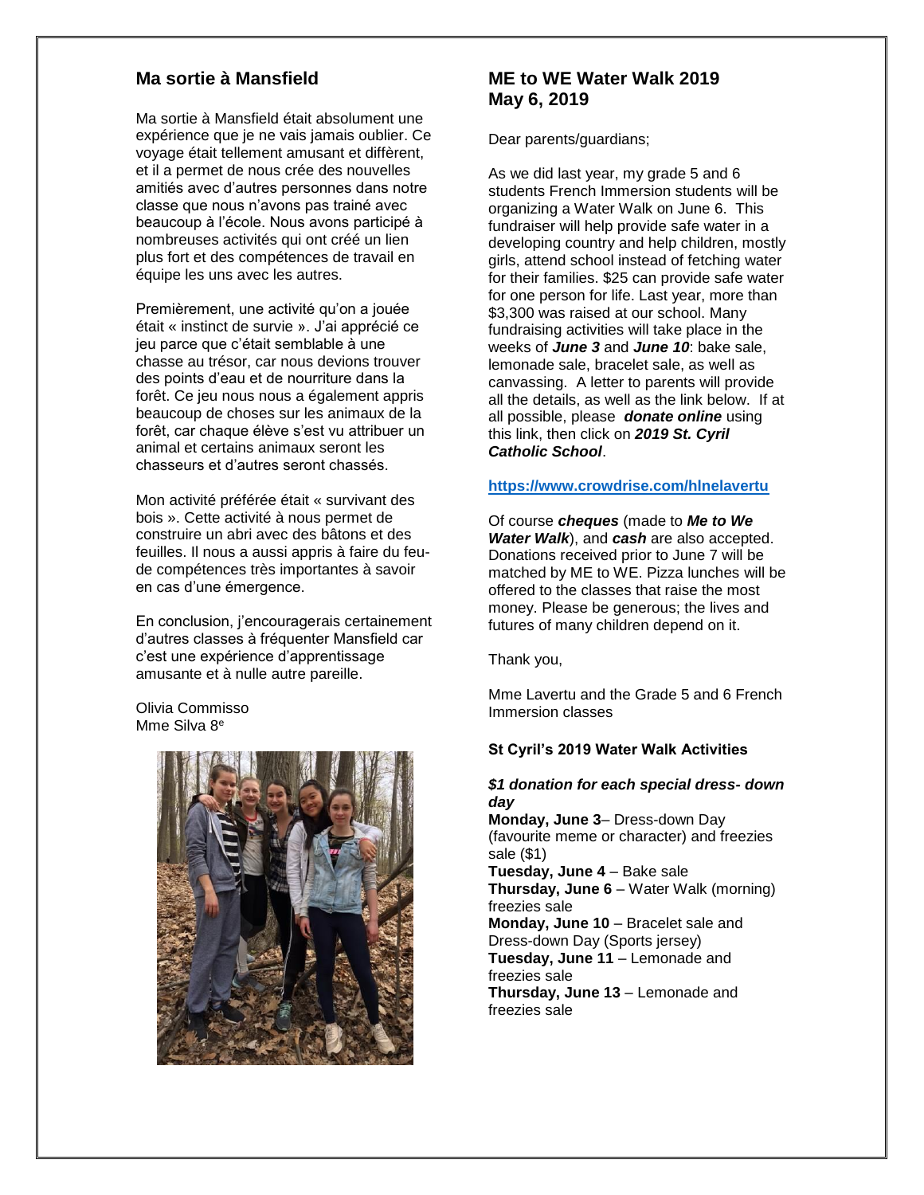## Ma sortie à Mansfield

Ma sortie à Mansfield était absolument une expérience que je ne vais jamais oublier. Ce voyage était tellement amusant et diffèrent, et il a permet de nous crée des nouvelles amitiés avec d'autres personnes dans notre classe que nous n'avons pas trainé avec beaucoup à l'école. Nous avons participé à nombreuses activités qui ont créé un lien plus fort et des compétences de travail en équipe les uns avec les autres.

Premièrement, une activité qu'on a jouée était « instinct de survie ». J'ai apprécié ce jeu parce que c'était semblable à une chasse au trésor, car nous devions trouver des points d'eau et de nourriture dans la forêt. Ce jeu nous nous a également appris beaucoup de choses sur les animaux de la forêt, car chaque élève s'est vu attribuer un animal et certains animaux seront les chasseurs et d'autres seront chassés.

Mon activité préférée était « survivant des bois ». Cette activité à nous permet de construire un abri avec des bâtons et des feuilles. Il nous a aussi appris à faire du feu- de compétences très importantes à savoir en cas d'une émergence.

En conclusion, j'encouragerais certainement d'autres classes à fréquenter Mansfield car c'est une expérience d'apprentissage amusante et à nulle autre pareille.

Olivia Commisso
Mme Silva 8e

## ME to WE Water Walk 2019
## May 6, 2019

Dear parents/guardians;

As we did last year, my grade 5 and 6 students French Immersion students will be organizing a Water Walk on June 6. This fundraiser will help provide safe water in a developing country and help children, mostly girls, attend school instead of fetching water for their families. $25 can provide safe water for one person for life. Last year, more than $3,300 was raised at our school. Many fundraising activities will take place in the weeks of ***June 3*** and ***June 10***: bake sale, lemonade sale, bracelet sale, as well as canvassing. A letter to parents will provide all the details, as well as the link below. If at all possible, please ***donate online*** using this link, then click on ***2019 St. Cyril Catholic School***.

**https://www.crowdrise.com/hlnelavertu**

Of course ***cheques*** (made to ***Me to We Water Walk***), and ***cash*** are also accepted. Donations received prior to June 7 will be matched by ME to WE. Pizza lunches will be offered to the classes that raise the most money. Please be generous; the lives and futures of many children depend on it.

Thank you,

Mme Lavertu and the Grade 5 and 6 French Immersion classes

**St Cyril's 2019 Water Walk Activities**

***$1 donation for each special dress- down day***

**Monday, June 3**– Dress-down Day (favourite meme or character) and freezies sale ($1)
**Tuesday, June 4** – Bake sale
**Thursday, June 6** – Water Walk (morning) freezies sale
**Monday, June 10** – Bracelet sale and Dress-down Day (Sports jersey)
**Tuesday, June 11** – Lemonade and freezies sale
**Thursday, June 13** – Lemonade and freezies sale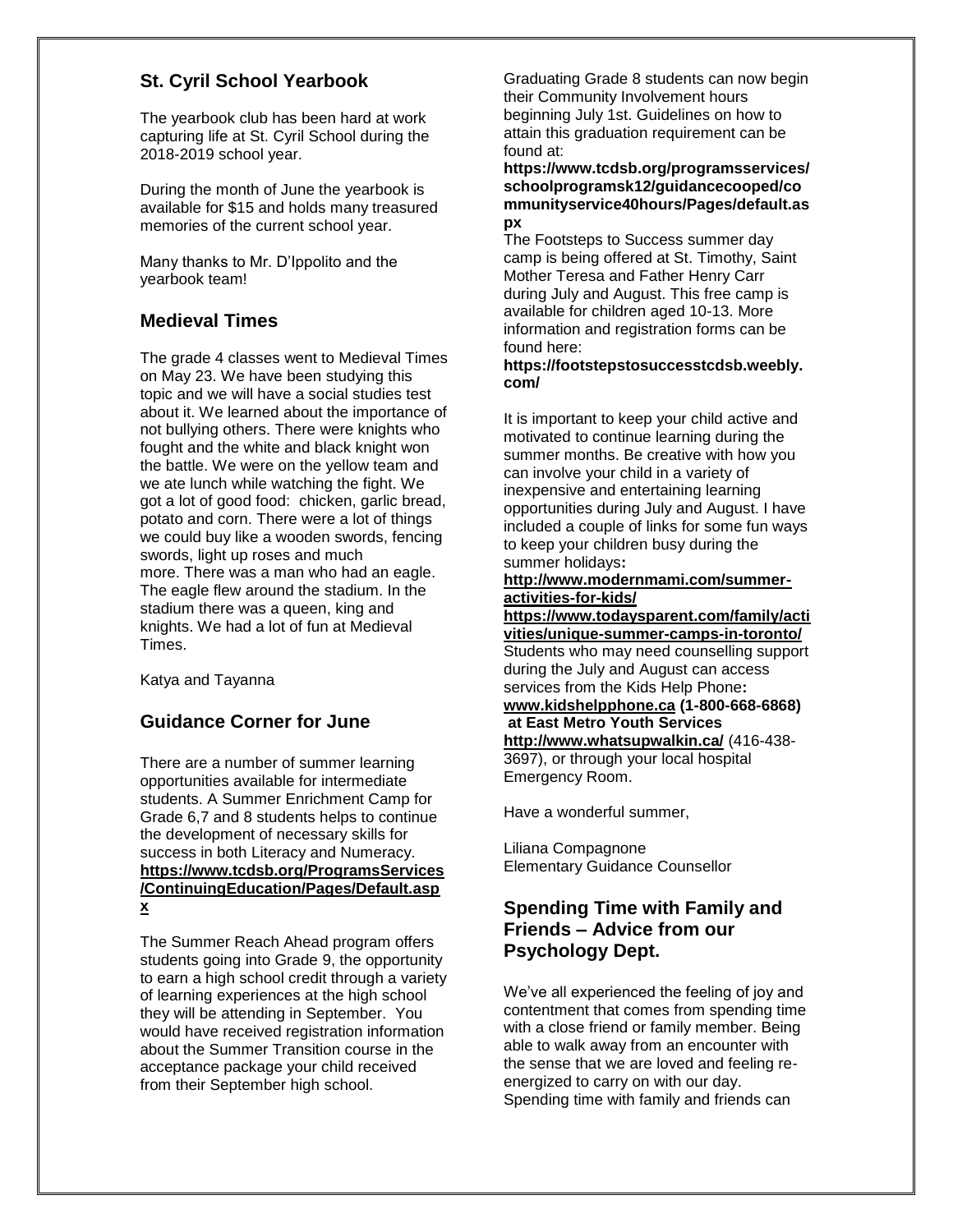## St. Cyril School Yearbook

The yearbook club has been hard at work capturing life at St. Cyril School during the 2018-2019 school year.

During the month of June the yearbook is available for $15 and holds many treasured memories of the current school year.

Many thanks to Mr. D'Ippolito and the yearbook team!

## Medieval Times

The grade 4 classes went to Medieval Times on May 23. We have been studying this topic and we will have a social studies test about it. We learned about the importance of not bullying others. There were knights who fought and the white and black knight won the battle. We were on the yellow team and we ate lunch while watching the fight. We got a lot of good food: chicken, garlic bread, potato and corn. There were a lot of things we could buy like a wooden swords, fencing swords, light up roses and much more. There was a man who had an eagle. The eagle flew around the stadium. In the stadium there was a queen, king and knights. We had a lot of fun at Medieval Times.

Katya and Tayanna

## Guidance Corner for June

There are a number of summer learning opportunities available for intermediate students. A Summer Enrichment Camp for Grade 6,7 and 8 students helps to continue the development of necessary skills for success in both Literacy and Numeracy. **https://www.tcdsb.org/ProgramsServices/ContinuingEducation/Pages/Default.aspx**

The Summer Reach Ahead program offers students going into Grade 9, the opportunity to earn a high school credit through a variety of learning experiences at the high school they will be attending in September. You would have received registration information about the Summer Transition course in the acceptance package your child received from their September high school.

Graduating Grade 8 students can now begin their Community Involvement hours beginning July 1st. Guidelines on how to attain this graduation requirement can be found at:
**https://www.tcdsb.org/programsservices/schoolprogramsk12/guidancecooped/communityservice40hours/Pages/default.aspx**
The Footsteps to Success summer day camp is being offered at St. Timothy, Saint Mother Teresa and Father Henry Carr during July and August. This free camp is available for children aged 10-13. More information and registration forms can be found here:
**https://footstepstosuccesstcdsb.weebly.com/**

It is important to keep your child active and motivated to continue learning during the summer months. Be creative with how you can involve your child in a variety of inexpensive and entertaining learning opportunities during July and August. I have included a couple of links for some fun ways to keep your children busy during the summer holidays**:**
**http://www.modernmami.com/summer-activities-for-kids/**
**https://www.todaysparent.com/family/activities/unique-summer-camps-in-toronto/**
Students who may need counselling support during the July and August can access services from the Kids Help Phone**:** **www.kidshelpphone.ca (1-800-668-6868) at East Metro Youth Services** **http://www.whatsupwalkin.ca/** (416-438-3697), or through your local hospital Emergency Room.

Have a wonderful summer,

Liliana Compagnone
Elementary Guidance Counsellor

## Spending Time with Family and Friends – Advice from our Psychology Dept.

We've all experienced the feeling of joy and contentment that comes from spending time with a close friend or family member. Being able to walk away from an encounter with the sense that we are loved and feeling re-energized to carry on with our day. Spending time with family and friends can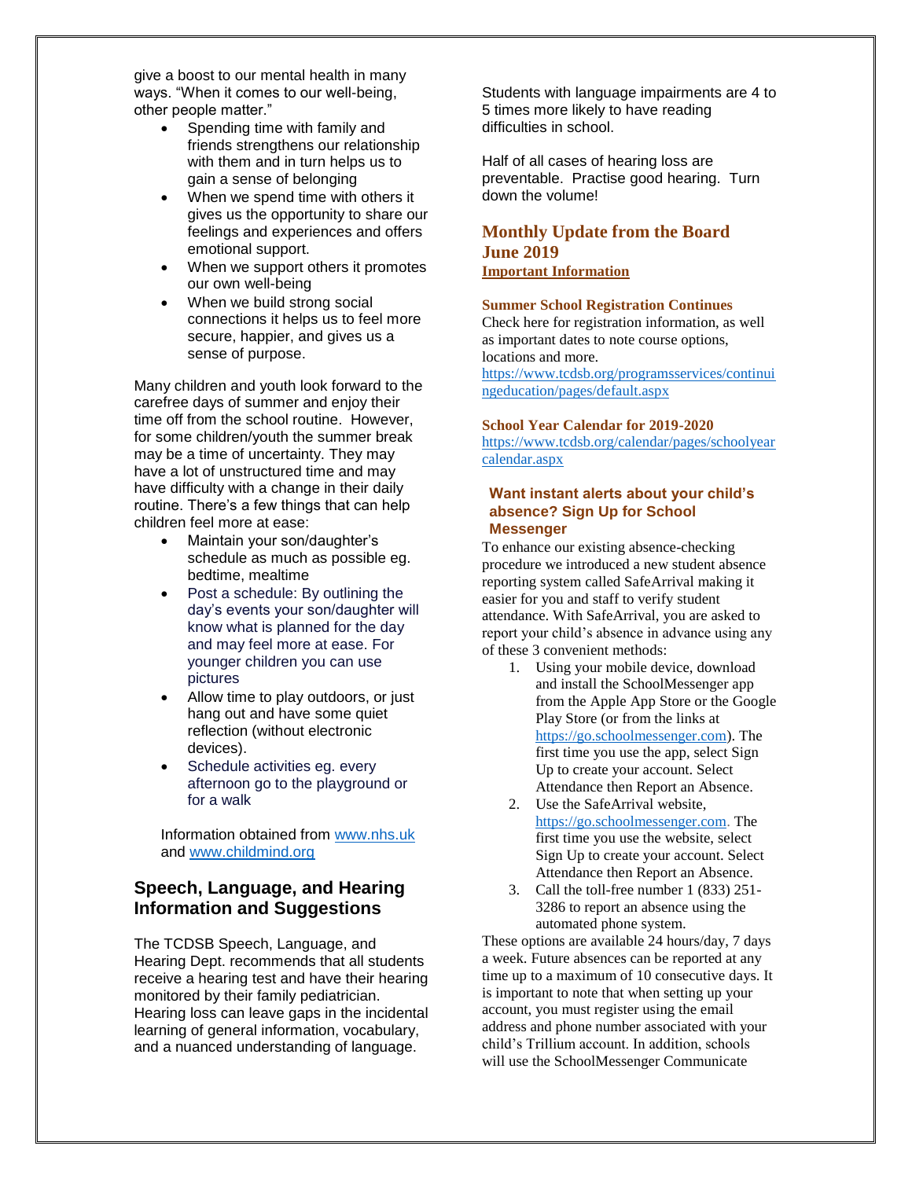give a boost to our mental health in many ways. "When it comes to our well-being, other people matter."

- Spending time with family and friends strengthens our relationship with them and in turn helps us to gain a sense of belonging
- When we spend time with others it gives us the opportunity to share our feelings and experiences and offers emotional support.
- When we support others it promotes our own well-being
- When we build strong social connections it helps us to feel more secure, happier, and gives us a sense of purpose.

Many children and youth look forward to the carefree days of summer and enjoy their time off from the school routine. However, for some children/youth the summer break may be a time of uncertainty. They may have a lot of unstructured time and may have difficulty with a change in their daily routine. There's a few things that can help children feel more at ease:

- Maintain your son/daughter's schedule as much as possible eg. bedtime, mealtime
- Post a schedule: By outlining the day's events your son/daughter will know what is planned for the day and may feel more at ease. For younger children you can use pictures
- Allow time to play outdoors, or just hang out and have some quiet reflection (without electronic devices).
- Schedule activities eg. every afternoon go to the playground or for a walk

Information obtained from www.nhs.uk and www.childmind.org

## Speech, Language, and Hearing Information and Suggestions

The TCDSB Speech, Language, and Hearing Dept. recommends that all students receive a hearing test and have their hearing monitored by their family pediatrician. Hearing loss can leave gaps in the incidental learning of general information, vocabulary, and a nuanced understanding of language.

Students with language impairments are 4 to 5 times more likely to have reading difficulties in school.

Half of all cases of hearing loss are preventable. Practise good hearing. Turn down the volume!

## Monthly Update from the Board June 2019

**Important Information**

### Summer School Registration Continues

Check here for registration information, as well as important dates to note course options, locations and more.
https://www.tcdsb.org/programsservices/continuingeducation/pages/default.aspx

### School Year Calendar for 2019-2020

https://www.tcdsb.org/calendar/pages/schoolyearcalendar.aspx

### Want instant alerts about your child's absence? Sign Up for School Messenger

To enhance our existing absence-checking procedure we introduced a new student absence reporting system called SafeArrival making it easier for you and staff to verify student attendance. With SafeArrival, you are asked to report your child's absence in advance using any of these 3 convenient methods:

1. Using your mobile device, download and install the SchoolMessenger app from the Apple App Store or the Google Play Store (or from the links at https://go.schoolmessenger.com). The first time you use the app, select Sign Up to create your account. Select Attendance then Report an Absence.
2. Use the SafeArrival website, https://go.schoolmessenger.com. The first time you use the website, select Sign Up to create your account. Select Attendance then Report an Absence.
3. Call the toll-free number 1 (833) 251-3286 to report an absence using the automated phone system.

These options are available 24 hours/day, 7 days a week. Future absences can be reported at any time up to a maximum of 10 consecutive days. It is important to note that when setting up your account, you must register using the email address and phone number associated with your child's Trillium account. In addition, schools will use the SchoolMessenger Communicate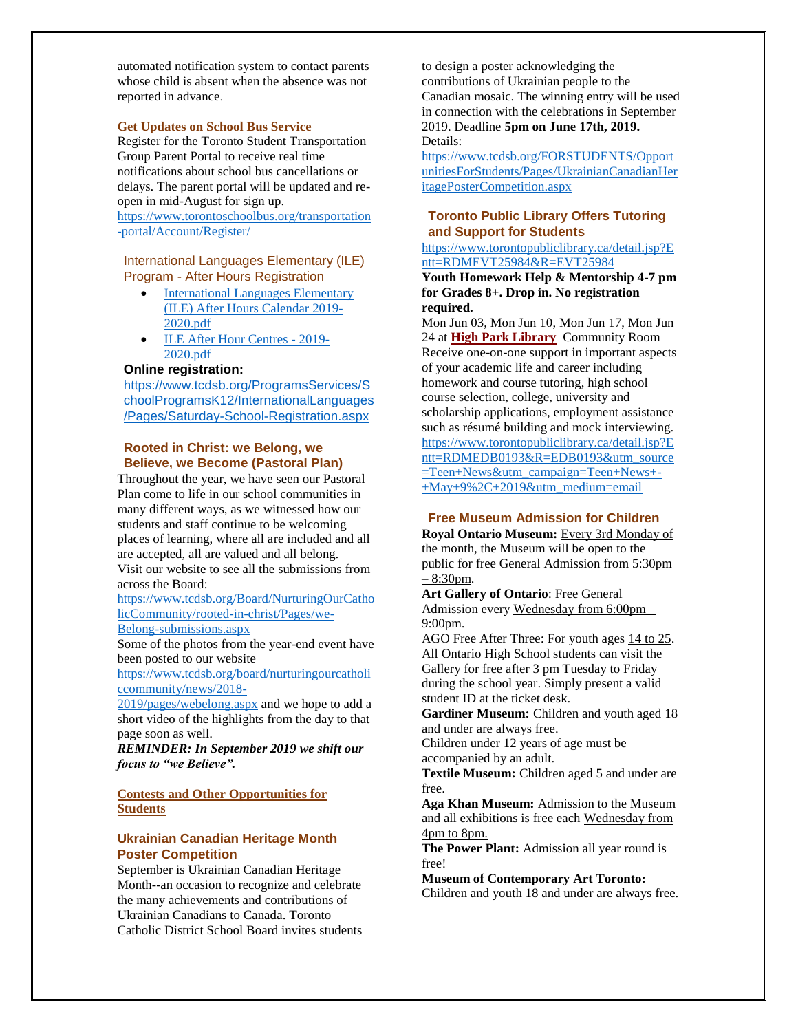automated notification system to contact parents whose child is absent when the absence was not reported in advance.

**Get Updates on School Bus Service**

Register for the Toronto Student Transportation Group Parent Portal to receive real time notifications about school bus cancellations or delays. The parent portal will be updated and re-open in mid-August for sign up.
https://www.torontoschoolbus.org/transportation-portal/Account/Register/

### International Languages Elementary (ILE) Program - After Hours Registration

- International Languages Elementary (ILE) After Hours Calendar 2019-2020.pdf
- ILE After Hour Centres - 2019-2020.pdf

**Online registration:**
https://www.tcdsb.org/ProgramsServices/SchoolProgramsK12/InternationalLanguages/Pages/Saturday-School-Registration.aspx

### Rooted in Christ: we Belong, we Believe, we Become (Pastoral Plan)

Throughout the year, we have seen our Pastoral Plan come to life in our school communities in many different ways, as we witnessed how our students and staff continue to be welcoming places of learning, where all are included and all are accepted, all are valued and all belong.
Visit our website to see all the submissions from across the Board:
https://www.tcdsb.org/Board/NurturingOurCatholicCommunity/rooted-in-christ/Pages/we-Belong-submissions.aspx
Some of the photos from the year-end event have been posted to our website
https://www.tcdsb.org/board/nurturingourcatholiccommunity/news/2018-2019/pages/webelong.aspx and we hope to add a short video of the highlights from the day to that page soon as well.
***REMINDER: In September 2019 we shift our focus to "we Believe".***

## Contests and Other Opportunities for Students

### Ukrainian Canadian Heritage Month Poster Competition

September is Ukrainian Canadian Heritage Month--an occasion to recognize and celebrate the many achievements and contributions of Ukrainian Canadians to Canada. Toronto Catholic District School Board invites students to design a poster acknowledging the contributions of Ukrainian people to the Canadian mosaic. The winning entry will be used in connection with the celebrations in September 2019. Deadline **5pm on June 17th, 2019.**
Details:
https://www.tcdsb.org/FORSTUDENTS/OpportunitiesForStudents/Pages/UkrainianCanadianHeritagePosterCompetition.aspx

### Toronto Public Library Offers Tutoring and Support for Students

https://www.torontopubliclibrary.ca/detail.jsp?Entt=RDMEVT25984&R=EVT25984

**Youth Homework Help & Mentorship 4-7 pm for Grades 8+. Drop in. No registration required.**

Mon Jun 03, Mon Jun 10, Mon Jun 17, Mon Jun 24 at **High Park Library** Community Room
Receive one-on-one support in important aspects of your academic life and career including homework and course tutoring, high school course selection, college, university and scholarship applications, employment assistance such as résumé building and mock interviewing.
https://www.torontopubliclibrary.ca/detail.jsp?Entt=RDMEDB0193&R=EDB0193&utm_source=Teen+News&utm_campaign=Teen+News+-+May+9%2C+2019&utm_medium=email

### Free Museum Admission for Children

**Royal Ontario Museum:** Every 3rd Monday of the month, the Museum will be open to the public for free General Admission from 5:30pm – 8:30pm.
**Art Gallery of Ontario**: Free General Admission every Wednesday from 6:00pm – 9:00pm.
AGO Free After Three: For youth ages 14 to 25. All Ontario High School students can visit the Gallery for free after 3 pm Tuesday to Friday during the school year. Simply present a valid student ID at the ticket desk.
**Gardiner Museum:** Children and youth aged 18 and under are always free.
Children under 12 years of age must be accompanied by an adult.
**Textile Museum:** Children aged 5 and under are free.
**Aga Khan Museum:** Admission to the Museum and all exhibitions is free each Wednesday from 4pm to 8pm.
**The Power Plant:** Admission all year round is free!
**Museum of Contemporary Art Toronto:** Children and youth 18 and under are always free.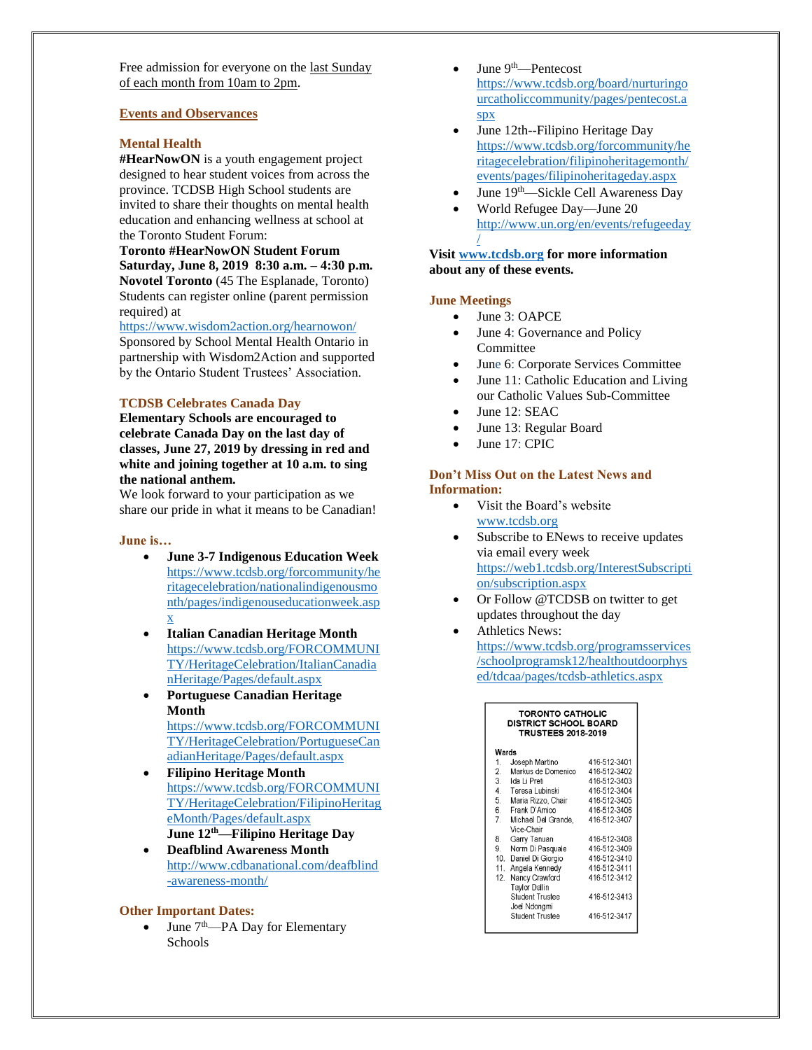Free admission for everyone on the last Sunday of each month from 10am to 2pm.

## Events and Observances

### Mental Health

**#HearNowON** is a youth engagement project designed to hear student voices from across the province. TCDSB High School students are invited to share their thoughts on mental health education and enhancing wellness at school at the Toronto Student Forum:

**Toronto #HearNowON Student Forum**
**Saturday, June 8, 2019 8:30 a.m. – 4:30 p.m.**
**Novotel Toronto** (45 The Esplanade, Toronto)
Students can register online (parent permission required) at
https://www.wisdom2action.org/hearnowon/
Sponsored by School Mental Health Ontario in partnership with Wisdom2Action and supported by the Ontario Student Trustees' Association.

### TCDSB Celebrates Canada Day

**Elementary Schools are encouraged to celebrate Canada Day on the last day of classes, June 27, 2019 by dressing in red and white and joining together at 10 a.m. to sing the national anthem.**
We look forward to your participation as we share our pride in what it means to be Canadian!

### June is…

- **June 3-7 Indigenous Education Week** https://www.tcdsb.org/forcommunity/heritagecelebration/nationalindigenousmonth/pages/indigenouseducationweek.aspx
- **Italian Canadian Heritage Month** https://www.tcdsb.org/FORCOMMUNITY/HeritageCelebration/ItalianCanadianHeritage/Pages/default.aspx
- **Portuguese Canadian Heritage Month** https://www.tcdsb.org/FORCOMMUNITY/HeritageCelebration/PortugueseCanadianHeritage/Pages/default.aspx
- **Filipino Heritage Month** https://www.tcdsb.org/FORCOMMUNITY/HeritageCelebration/FilipinoHeritageMonth/Pages/default.aspx
  **June 12th—Filipino Heritage Day**
- **Deafblind Awareness Month** http://www.cdbanational.com/deafblind-awareness-month/

### Other Important Dates:

- June 7th—PA Day for Elementary Schools
- June 9th—Pentecost https://www.tcdsb.org/board/nurturingourcatholiccommunity/pages/pentecost.aspx
- June 12th--Filipino Heritage Day https://www.tcdsb.org/forcommunity/heritagecelebration/filipinoheritagemonth/events/pages/filipinoheritageday.aspx
- June 19th—Sickle Cell Awareness Day
- World Refugee Day—June 20 http://www.un.org/en/events/refugeeday/

**Visit www.tcdsb.org for more information about any of these events.**

### June Meetings

- June 3: OAPCE
- June 4: Governance and Policy Committee
- June 6: Corporate Services Committee
- June 11: Catholic Education and Living our Catholic Values Sub-Committee
- June 12: SEAC
- June 13: Regular Board
- June 17: CPIC

### Don't Miss Out on the Latest News and Information:

- Visit the Board's website www.tcdsb.org
- Subscribe to ENews to receive updates via email every week https://web1.tcdsb.org/InterestSubscription/subscription.aspx
- Or Follow @TCDSB on twitter to get updates throughout the day
- Athletics News: https://www.tcdsb.org/programsservices/schoolprogramsk12/healthoutdoorphysed/tdcaa/pages/tcdsb-athletics.aspx

**TORONTO CATHOLIC DISTRICT SCHOOL BOARD TRUSTEES 2018-2019**

| Wards | | |
|---|---|---|
| 1. | Joseph Martino | 416-512-3401 |
| 2. | Markus de Domenico | 416-512-3402 |
| 3. | Ida Li Preti | 416-512-3403 |
| 4. | Teresa Lubinski | 416-512-3404 |
| 5. | Maria Rizzo, Chair | 416-512-3405 |
| 6. | Frank D'Amico | 416-512-3406 |
| 7. | Michael Del Grande, Vice-Chair | 416-512-3407 |
| 8. | Garry Tanuan | 416-512-3408 |
| 9. | Norm Di Pasquale | 416-512-3409 |
| 10. | Daniel Di Giorgio | 416-512-3410 |
| 11. | Angela Kennedy | 416-512-3411 |
| 12. | Nancy Crawford | 416-512-3412 |
| | Taylor Dallin Student Trustee | 416-512-3413 |
| | Joel Ndongmi Student Trustee | 416-512-3417 |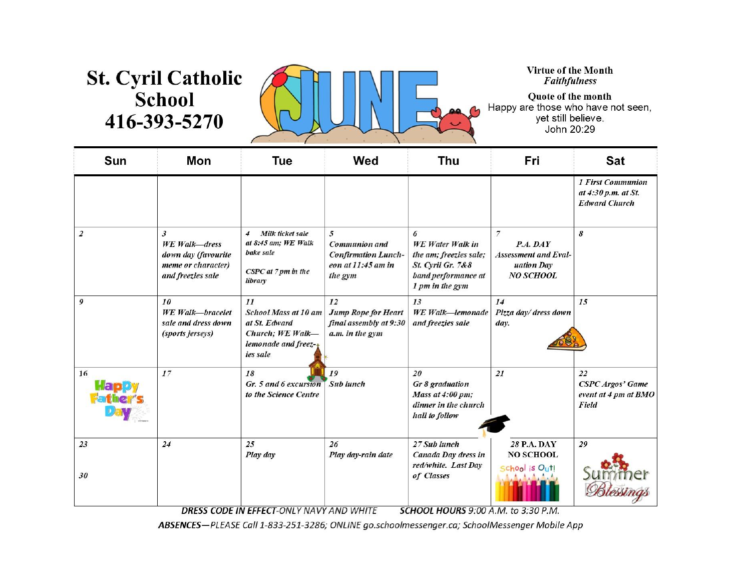# St. Cyril Catholic School
# 416-393-5270

# JUNE

**Virtue of the Month**
*Faithfulness*

**Quote of the month**
Happy are those who have not seen, yet still believe.
John 20:29

| Sun | Mon | Tue | Wed | Thu | Fri | Sat |
|---|---|---|---|---|---|---|
| | | | | | | *1 First Communion at 4:30 p.m. at St. Edward Church* |
| *2* | *3* *WE Walk—dress down day (favourite meme or character) and freezies sale* | *4* *Milk ticket sale at 8:45 am; WE Walk bake sale* *CSPC at 7 pm in the library* | *5* *Communion and Confirmation Luncheon at 11:45 am in the gym* | *6* *WE Water Walk in the am; freezies sale; St. Cyril Gr. 7&8 band performance at 1 pm in the gym* | *7* *P.A. DAY Assessment and Evaluation Day NO SCHOOL* | *8* |
| *9* | *10* *WE Walk—bracelet sale and dress down (sports jerseys)* | *11* *School Mass at 10 am at St. Edward Church; WE Walk—lemonade and freezies sale* | *12* *Jump Rope for Heart final assembly at 9:30 a.m. in the gym* | *13* *WE Walk—lemonade and freezies sale* | *14* *Pizza day/ dress down day.* | *15* |
| *16* Happy Father's Day | *17* | *18* *Gr. 5 and 6 excursion to the Science Centre* | *19* *Sub lunch* | *20* *Gr 8 graduation Mass at 4:00 pm; dinner in the church hall to follow* | *21* | *22* *CSPC Argos' Game event at 4 pm at BMO Field* |
| *23* *30* | *24* | *25* *Play day* | *26* *Play day-rain date* | *27 Sub lunch* *Canada Day dress in red/white. Last Day of Classes* | **28 P.A. DAY NO SCHOOL** School is Out! | *29* Summer Blessings |

***DRESS CODE IN EFFECT**-ONLY NAVY AND WHITE* ***SCHOOL HOURS** 9:00 A.M. to 3:30 P.M.*

***ABSENCES**—PLEASE Call 1-833-251-3286; ONLINE go.schoolmessenger.ca; SchoolMessenger Mobile App*